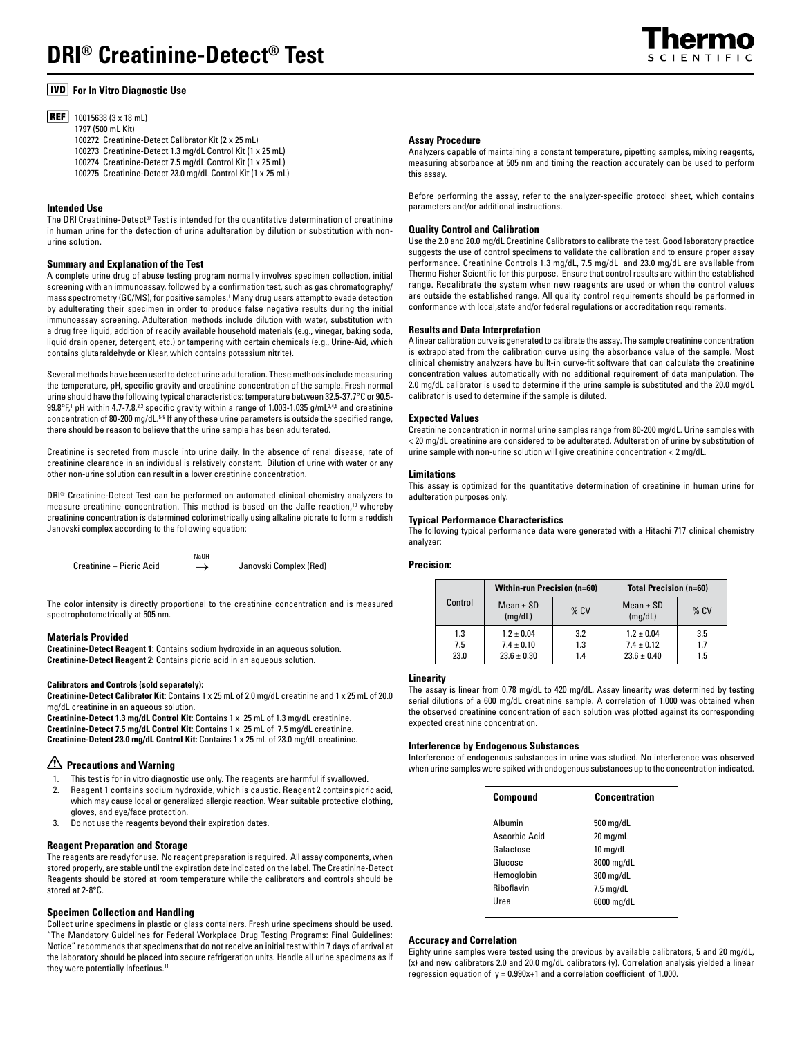# DRI® Creatinine-Detect® Test

**IVD For In Vitro Diagnostic Use**

**REF** 10015638 (3 x 18 mL)
1797 (500 mL Kit)
100272 Creatinine-Detect Calibrator Kit (2 x 25 mL)
100273 Creatinine-Detect 1.3 mg/dL Control Kit (1 x 25 mL)
100274 Creatinine-Detect 7.5 mg/dL Control Kit (1 x 25 mL)
100275 Creatinine-Detect 23.0 mg/dL Control Kit (1 x 25 mL)

### Intended Use

The DRI Creatinine-Detect® Test is intended for the quantitative determination of creatinine in human urine for the detection of urine adulteration by dilution or substitution with non-urine solution.

### Summary and Explanation of the Test

A complete urine drug of abuse testing program normally involves specimen collection, initial screening with an immunoassay, followed by a confirmation test, such as gas chromatography/mass spectrometry (GC/MS), for positive samples.[1] Many drug users attempt to evade detection by adulterating their specimen in order to produce false negative results during the initial immunoassay screening. Adulteration methods include dilution with water, substitution with a drug free liquid, addition of readily available household materials (e.g., vinegar, baking soda, liquid drain opener, detergent, etc.) or tampering with certain chemicals (e.g., Urine-Aid, which contains glutaraldehyde or Klear, which contains potassium nitrite).

Several methods have been used to detect urine adulteration. These methods include measuring the temperature, pH, specific gravity and creatinine concentration of the sample. Fresh normal urine should have the following typical characteristics: temperature between 32.5-37.7°C or 90.5-99.8°F,[1] pH within 4.7-7.8,[2,3] specific gravity within a range of 1.003-1.035 g/mL[2,4,5] and creatinine concentration of 80-200 mg/dL.[5-9] If any of these urine parameters is outside the specified range, there should be reason to believe that the urine sample has been adulterated.

Creatinine is secreted from muscle into urine daily. In the absence of renal disease, rate of creatinine clearance in an individual is relatively constant. Dilution of urine with water or any other non-urine solution can result in a lower creatinine concentration.

DRI® Creatinine-Detect Test can be performed on automated clinical chemistry analyzers to measure creatinine concentration. This method is based on the Jaffe reaction,[10] whereby creatinine concentration is determined colorimetrically using alkaline picrate to form a reddish Janovski complex according to the following equation:

$$\text{Creatinine + Picric Acid} \xrightarrow{NaOH} \text{Janovski Complex (Red)}$$

The color intensity is directly proportional to the creatinine concentration and is measured spectrophotometrically at 505 nm.

### Materials Provided

**Creatinine-Detect Reagent 1:** Contains sodium hydroxide in an aqueous solution.
**Creatinine-Detect Reagent 2:** Contains picric acid in an aqueous solution.

**Calibrators and Controls (sold separately):**
**Creatinine-Detect Calibrator Kit:** Contains 1 x 25 mL of 2.0 mg/dL creatinine and 1 x 25 mL of 20.0 mg/dL creatinine in an aqueous solution.
**Creatinine-Detect 1.3 mg/dL Control Kit:** Contains 1 x 25 mL of 1.3 mg/dL creatinine.
**Creatinine-Detect 7.5 mg/dL Control Kit:** Contains 1 x 25 mL of 7.5 mg/dL creatinine.
**Creatinine-Detect 23.0 mg/dL Control Kit:** Contains 1 x 25 mL of 23.0 mg/dL creatinine.

### ⚠ Precautions and Warning

1. This test is for in vitro diagnostic use only. The reagents are harmful if swallowed.
2. Reagent 1 contains sodium hydroxide, which is caustic. Reagent 2 contains picric acid, which may cause local or generalized allergic reaction. Wear suitable protective clothing, gloves, and eye/face protection.
3. Do not use the reagents beyond their expiration dates.

### Reagent Preparation and Storage

The reagents are ready for use. No reagent preparation is required. All assay components, when stored properly, are stable until the expiration date indicated on the label. The Creatinine-Detect Reagents should be stored at room temperature while the calibrators and controls should be stored at 2-8°C.

### Specimen Collection and Handling

Collect urine specimens in plastic or glass containers. Fresh urine specimens should be used. "The Mandatory Guidelines for Federal Workplace Drug Testing Programs: Final Guidelines: Notice" recommends that specimens that do not receive an initial test within 7 days of arrival at the laboratory should be placed into secure refrigeration units. Handle all urine specimens as if they were potentially infectious.[11]

### Assay Procedure

Analyzers capable of maintaining a constant temperature, pipetting samples, mixing reagents, measuring absorbance at 505 nm and timing the reaction accurately can be used to perform this assay.

Before performing the assay, refer to the analyzer-specific protocol sheet, which contains parameters and/or additional instructions.

### Quality Control and Calibration

Use the 2.0 and 20.0 mg/dL Creatinine Calibrators to calibrate the test. Good laboratory practice suggests the use of control specimens to validate the calibration and to ensure proper assay performance. Creatinine Controls 1.3 mg/dL, 7.5 mg/dL and 23.0 mg/dL are available from Thermo Fisher Scientific for this purpose. Ensure that control results are within the established range. Recalibrate the system when new reagents are used or when the control values are outside the established range. All quality control requirements should be performed in conformance with local,state and/or federal regulations or accreditation requirements.

### Results and Data Interpretation

A linear calibration curve is generated to calibrate the assay. The sample creatinine concentration is extrapolated from the calibration curve using the absorbance value of the sample. Most clinical chemistry analyzers have built-in curve-fit software that can calculate the creatinine concentration values automatically with no additional requirement of data manipulation. The 2.0 mg/dL calibrator is used to determine if the urine sample is substituted and the 20.0 mg/dL calibrator is used to determine if the sample is diluted.

### Expected Values

Creatinine concentration in normal urine samples range from 80-200 mg/dL. Urine samples with < 20 mg/dL creatinine are considered to be adulterated. Adulteration of urine by substitution of urine sample with non-urine solution will give creatinine concentration < 2 mg/dL.

### Limitations

This assay is optimized for the quantitative determination of creatinine in human urine for adulteration purposes only.

### Typical Performance Characteristics

The following typical performance data were generated with a Hitachi 717 clinical chemistry analyzer:

### Precision:

| Control | Within-run Precision (n=60) | | Total Precision (n=60) | |
|---|---|---|---|---|
| | Mean ± SD (mg/dL) | % CV | Mean ± SD (mg/dL) | % CV |
| 1.3 | 1.2 ± 0.04 | 3.2 | 1.2 ± 0.04 | 3.5 |
| 7.5 | 7.4 ± 0.10 | 1.3 | 7.4 ± 0.12 | 1.7 |
| 23.0 | 23.6 ± 0.30 | 1.4 | 23.6 ± 0.40 | 1.5 |

### Linearity

The assay is linear from 0.78 mg/dL to 420 mg/dL. Assay linearity was determined by testing serial dilutions of a 600 mg/dL creatinine sample. A correlation of 1.000 was obtained when the observed creatinine concentration of each solution was plotted against its corresponding expected creatinine concentration.

### Interference by Endogenous Substances

Interference of endogenous substances in urine was studied. No interference was observed when urine samples were spiked with endogenous substances up to the concentration indicated.

| Compound | Concentration |
|---|---|
| Albumin | 500 mg/dL |
| Ascorbic Acid | 20 mg/mL |
| Galactose | 10 mg/dL |
| Glucose | 3000 mg/dL |
| Hemoglobin | 300 mg/dL |
| Riboflavin | 7.5 mg/dL |
| Urea | 6000 mg/dL |

### Accuracy and Correlation

Eighty urine samples were tested using the previous by available calibrators, 5 and 20 mg/dL, (x) and new calibrators 2.0 and 20.0 mg/dL calibrators (y). Correlation analysis yielded a linear regression equation of $y = 0.990x+1$ and a correlation coefficient of 1.000.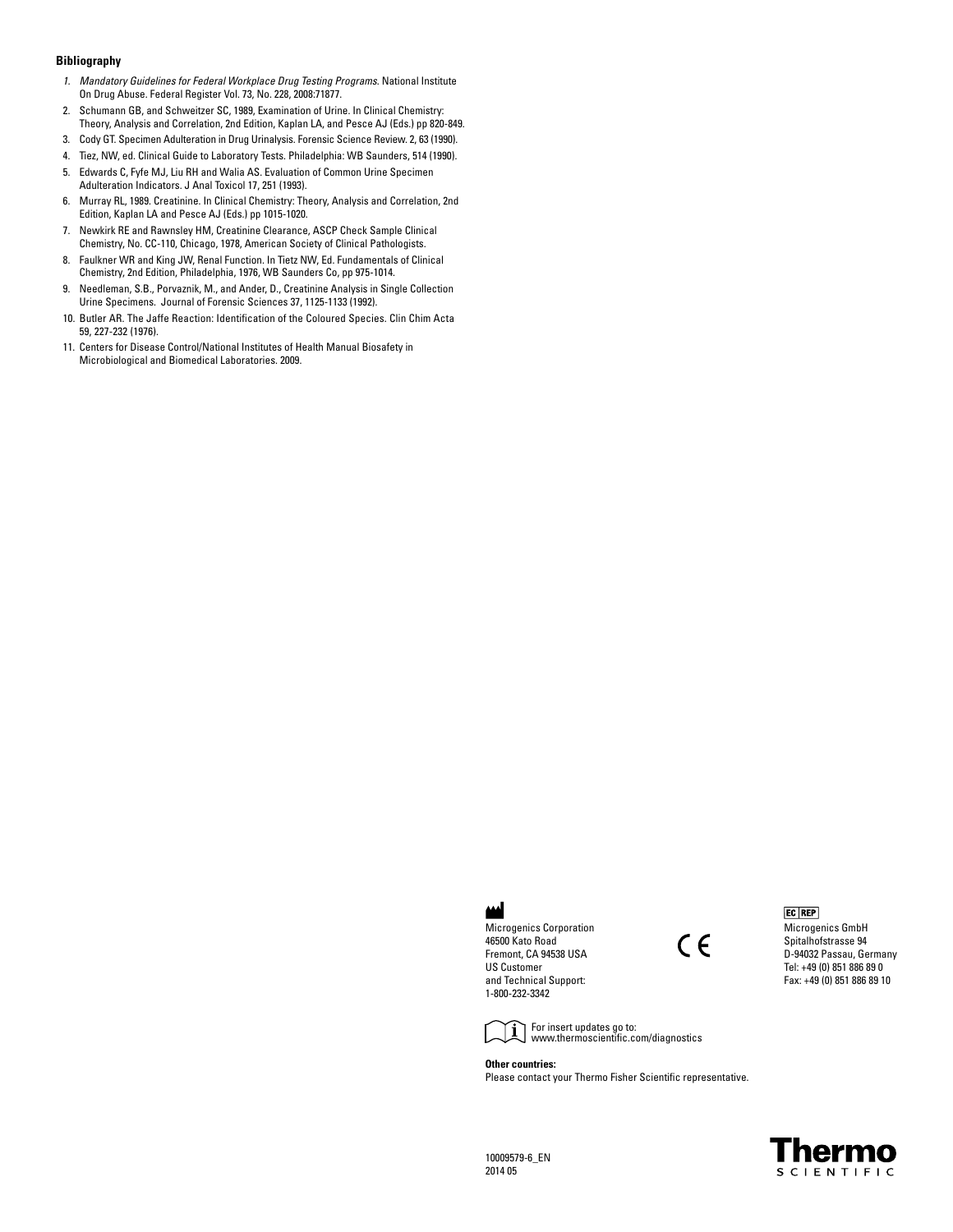**Bibliography**

1. *Mandatory Guidelines for Federal Workplace Drug Testing Programs.* National Institute On Drug Abuse. Federal Register Vol. 73, No. 228, 2008:71877.
2. Schumann GB, and Schweitzer SC, 1989, Examination of Urine. In Clinical Chemistry: Theory, Analysis and Correlation, 2nd Edition, Kaplan LA, and Pesce AJ (Eds.) pp 820-849.
3. Cody GT. Specimen Adulteration in Drug Urinalysis. Forensic Science Review. 2, 63 (1990).
4. Tiez, NW, ed. Clinical Guide to Laboratory Tests. Philadelphia: WB Saunders, 514 (1990).
5. Edwards C, Fyfe MJ, Liu RH and Walia AS. Evaluation of Common Urine Specimen Adulteration Indicators. J Anal Toxicol 17, 251 (1993).
6. Murray RL, 1989. Creatinine. In Clinical Chemistry: Theory, Analysis and Correlation, 2nd Edition, Kaplan LA and Pesce AJ (Eds.) pp 1015-1020.
7. Newkirk RE and Rawnsley HM, Creatinine Clearance, ASCP Check Sample Clinical Chemistry, No. CC-110, Chicago, 1978, American Society of Clinical Pathologists.
8. Faulkner WR and King JW, Renal Function. In Tietz NW, Ed. Fundamentals of Clinical Chemistry, 2nd Edition, Philadelphia, 1976, WB Saunders Co, pp 975-1014.
9. Needleman, S.B., Porvaznik, M., and Ander, D., Creatinine Analysis in Single Collection Urine Specimens. Journal of Forensic Sciences 37, 1125-1133 (1992).
10. Butler AR. The Jaffe Reaction: Identification of the Coloured Species. Clin Chim Acta 59, 227-232 (1976).
11. Centers for Disease Control/National Institutes of Health Manual Biosafety in Microbiological and Biomedical Laboratories. 2009.

Microgenics Corporation
46500 Kato Road
Fremont, CA 94538 USA
US Customer
and Technical Support:
1-800-232-3342

CE

EC REP
Microgenics GmbH
Spitalhofstrasse 94
D-94032 Passau, Germany
Tel: +49 (0) 851 886 89 0
Fax: +49 (0) 851 886 89 10

For insert updates go to:
www.thermoscientific.com/diagnostics

**Other countries:**
Please contact your Thermo Fisher Scientific representative.

10009579-6_EN
2014 05

Thermo SCIENTIFIC